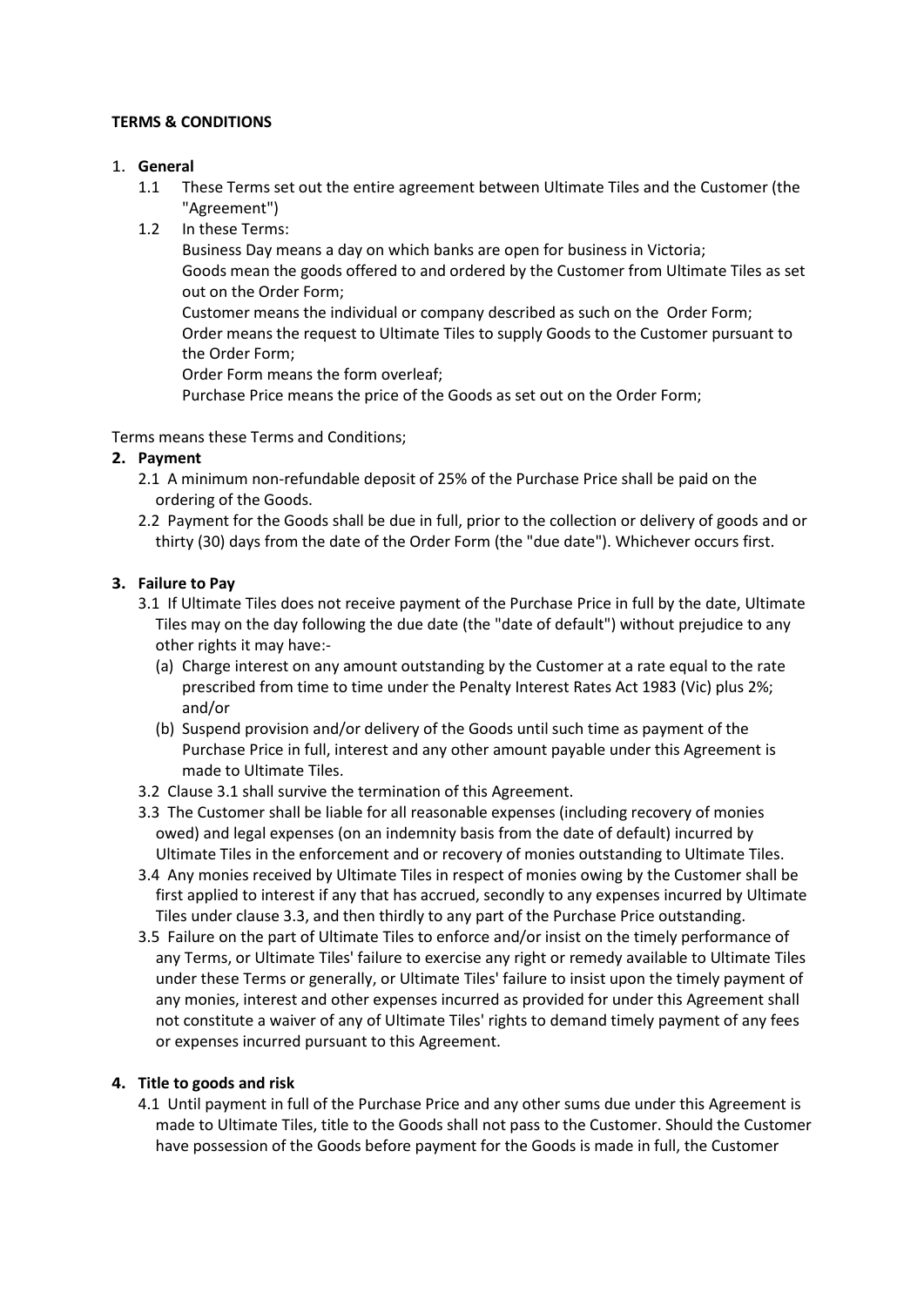**TERMS & CONDITIONS**

1. **General**
    1.1 These Terms set out the entire agreement between Ultimate Tiles and the Customer (the "Agreement")
    1.2 In these Terms:
    Business Day means a day on which banks are open for business in Victoria;
    Goods mean the goods offered to and ordered by the Customer from Ultimate Tiles as set out on the Order Form;
    Customer means the individual or company described as such on the Order Form;
    Order means the request to Ultimate Tiles to supply Goods to the Customer pursuant to the Order Form;
    Order Form means the form overleaf;
    Purchase Price means the price of the Goods as set out on the Order Form;

Terms means these Terms and Conditions;

2. **Payment**
    2.1 A minimum non-refundable deposit of 25% of the Purchase Price shall be paid on the ordering of the Goods.
    2.2 Payment for the Goods shall be due in full, prior to the collection or delivery of goods and or thirty (30) days from the date of the Order Form (the "due date"). Whichever occurs first.

3. **Failure to Pay**
    3.1 If Ultimate Tiles does not receive payment of the Purchase Price in full by the date, Ultimate Tiles may on the day following the due date (the "date of default") without prejudice to any other rights it may have:-
        (a) Charge interest on any amount outstanding by the Customer at a rate equal to the rate prescribed from time to time under the Penalty Interest Rates Act 1983 (Vic) plus 2%; and/or
        (b) Suspend provision and/or delivery of the Goods until such time as payment of the Purchase Price in full, interest and any other amount payable under this Agreement is made to Ultimate Tiles.
    3.2 Clause 3.1 shall survive the termination of this Agreement.
    3.3 The Customer shall be liable for all reasonable expenses (including recovery of monies owed) and legal expenses (on an indemnity basis from the date of default) incurred by Ultimate Tiles in the enforcement and or recovery of monies outstanding to Ultimate Tiles.
    3.4 Any monies received by Ultimate Tiles in respect of monies owing by the Customer shall be first applied to interest if any that has accrued, secondly to any expenses incurred by Ultimate Tiles under clause 3.3, and then thirdly to any part of the Purchase Price outstanding.
    3.5 Failure on the part of Ultimate Tiles to enforce and/or insist on the timely performance of any Terms, or Ultimate Tiles' failure to exercise any right or remedy available to Ultimate Tiles under these Terms or generally, or Ultimate Tiles' failure to insist upon the timely payment of any monies, interest and other expenses incurred as provided for under this Agreement shall not constitute a waiver of any of Ultimate Tiles' rights to demand timely payment of any fees or expenses incurred pursuant to this Agreement.

4. **Title to goods and risk**
    4.1 Until payment in full of the Purchase Price and any other sums due under this Agreement is made to Ultimate Tiles, title to the Goods shall not pass to the Customer. Should the Customer have possession of the Goods before payment for the Goods is made in full, the Customer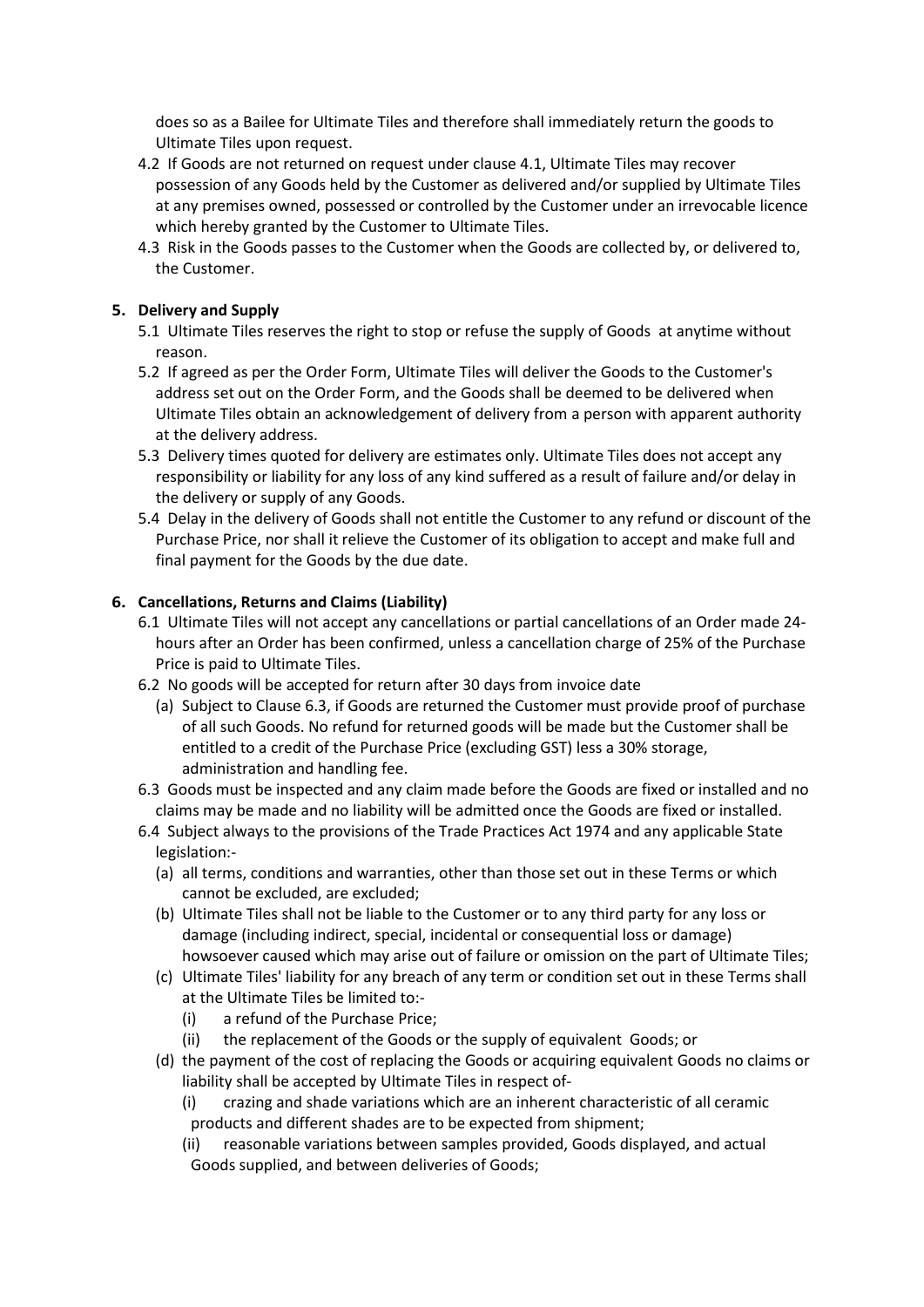does so as a Bailee for Ultimate Tiles and therefore shall immediately return the goods to Ultimate Tiles upon request.

4.2 If Goods are not returned on request under clause 4.1, Ultimate Tiles may recover possession of any Goods held by the Customer as delivered and/or supplied by Ultimate Tiles at any premises owned, possessed or controlled by the Customer under an irrevocable licence which hereby granted by the Customer to Ultimate Tiles.

4.3 Risk in the Goods passes to the Customer when the Goods are collected by, or delivered to, the Customer.

## 5. Delivery and Supply

5.1 Ultimate Tiles reserves the right to stop or refuse the supply of Goods at anytime without reason.

5.2 If agreed as per the Order Form, Ultimate Tiles will deliver the Goods to the Customer's address set out on the Order Form, and the Goods shall be deemed to be delivered when Ultimate Tiles obtain an acknowledgement of delivery from a person with apparent authority at the delivery address.

5.3 Delivery times quoted for delivery are estimates only. Ultimate Tiles does not accept any responsibility or liability for any loss of any kind suffered as a result of failure and/or delay in the delivery or supply of any Goods.

5.4 Delay in the delivery of Goods shall not entitle the Customer to any refund or discount of the Purchase Price, nor shall it relieve the Customer of its obligation to accept and make full and final payment for the Goods by the due date.

## 6. Cancellations, Returns and Claims (Liability)

6.1 Ultimate Tiles will not accept any cancellations or partial cancellations of an Order made 24-hours after an Order has been confirmed, unless a cancellation charge of 25% of the Purchase Price is paid to Ultimate Tiles.

6.2 No goods will be accepted for return after 30 days from invoice date

- (a) Subject to Clause 6.3, if Goods are returned the Customer must provide proof of purchase of all such Goods. No refund for returned goods will be made but the Customer shall be entitled to a credit of the Purchase Price (excluding GST) less a 30% storage, administration and handling fee.

6.3 Goods must be inspected and any claim made before the Goods are fixed or installed and no claims may be made and no liability will be admitted once the Goods are fixed or installed.

6.4 Subject always to the provisions of the Trade Practices Act 1974 and any applicable State legislation:-

- (a) all terms, conditions and warranties, other than those set out in these Terms or which cannot be excluded, are excluded;
- (b) Ultimate Tiles shall not be liable to the Customer or to any third party for any loss or damage (including indirect, special, incidental or consequential loss or damage) howsoever caused which may arise out of failure or omission on the part of Ultimate Tiles;
- (c) Ultimate Tiles' liability for any breach of any term or condition set out in these Terms shall at the Ultimate Tiles be limited to:-
  - (i) a refund of the Purchase Price;
  - (ii) the replacement of the Goods or the supply of equivalent Goods; or
- (d) the payment of the cost of replacing the Goods or acquiring equivalent Goods no claims or liability shall be accepted by Ultimate Tiles in respect of-
  - (i) crazing and shade variations which are an inherent characteristic of all ceramic products and different shades are to be expected from shipment;
  - (ii) reasonable variations between samples provided, Goods displayed, and actual Goods supplied, and between deliveries of Goods;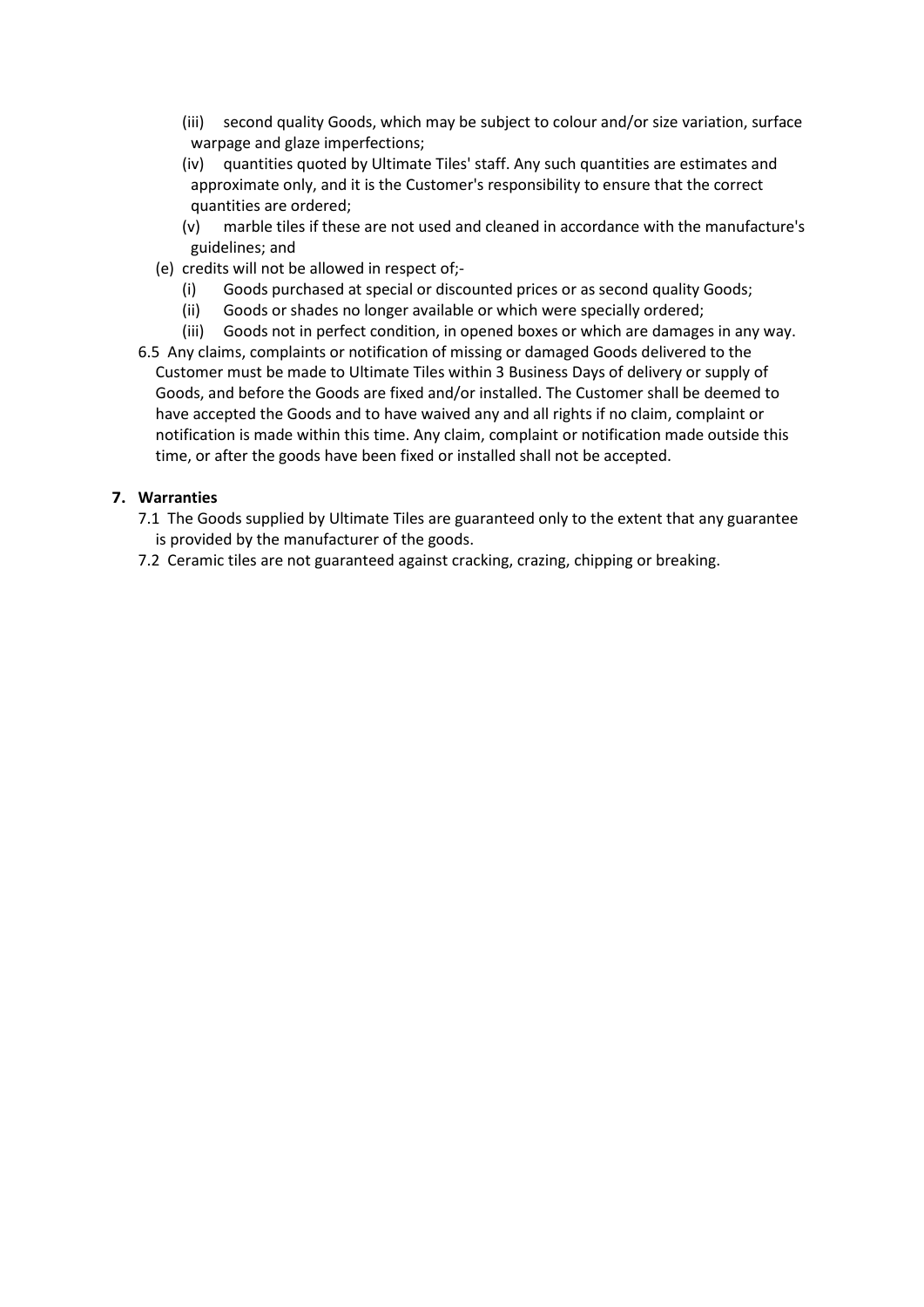- (iii) second quality Goods, which may be subject to colour and/or size variation, surface warpage and glaze imperfections;
- (iv) quantities quoted by Ultimate Tiles' staff. Any such quantities are estimates and approximate only, and it is the Customer's responsibility to ensure that the correct quantities are ordered;
- (v) marble tiles if these are not used and cleaned in accordance with the manufacture's guidelines; and

(e) credits will not be allowed in respect of;-

- (i) Goods purchased at special or discounted prices or as second quality Goods;
- (ii) Goods or shades no longer available or which were specially ordered;
- (iii) Goods not in perfect condition, in opened boxes or which are damages in any way.

6.5 Any claims, complaints or notification of missing or damaged Goods delivered to the Customer must be made to Ultimate Tiles within 3 Business Days of delivery or supply of Goods, and before the Goods are fixed and/or installed. The Customer shall be deemed to have accepted the Goods and to have waived any and all rights if no claim, complaint or notification is made within this time. Any claim, complaint or notification made outside this time, or after the goods have been fixed or installed shall not be accepted.

## 7. Warranties

7.1 The Goods supplied by Ultimate Tiles are guaranteed only to the extent that any guarantee is provided by the manufacturer of the goods.

7.2 Ceramic tiles are not guaranteed against cracking, crazing, chipping or breaking.